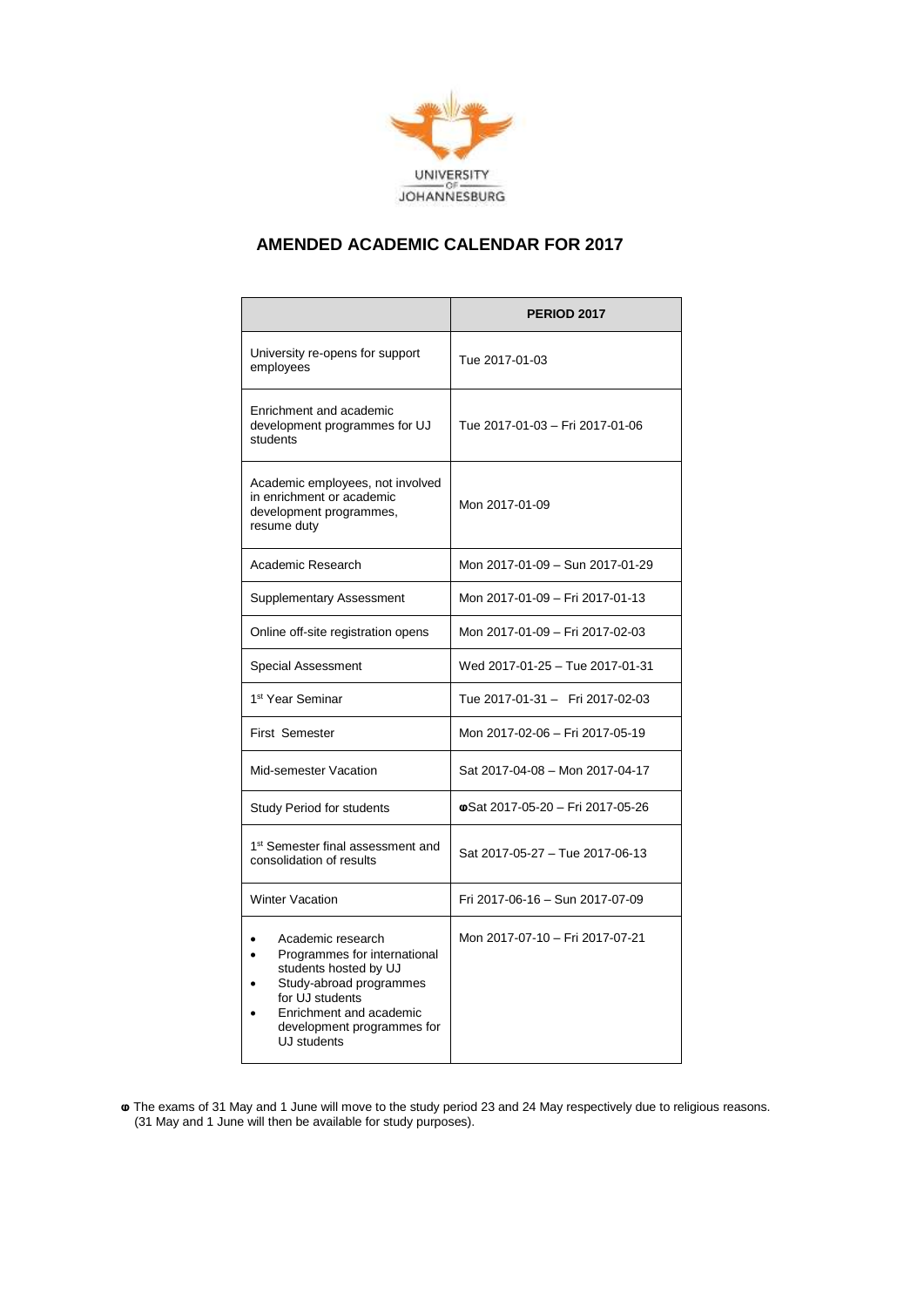UNIVERSITY OF JOHANNESBURG

# AMENDED ACADEMIC CALENDAR FOR 2017

| | PERIOD 2017 |
|---|---|
| University re-opens for support employees | Tue 2017-01-03 |
| Enrichment and academic development programmes for UJ students | Tue 2017-01-03 – Fri 2017-01-06 |
| Academic employees, not involved in enrichment or academic development programmes, resume duty | Mon 2017-01-09 |
| Academic Research | Mon 2017-01-09 – Sun 2017-01-29 |
| Supplementary Assessment | Mon 2017-01-09 – Fri 2017-01-13 |
| Online off-site registration opens | Mon 2017-01-09 – Fri 2017-02-03 |
| Special Assessment | Wed 2017-01-25 – Tue 2017-01-31 |
| 1st Year Seminar | Tue 2017-01-31 – Fri 2017-02-03 |
| First Semester | Mon 2017-02-06 – Fri 2017-05-19 |
| Mid-semester Vacation | Sat 2017-04-08 – Mon 2017-04-17 |
| Study Period for students | φSat 2017-05-20 – Fri 2017-05-26 |
| 1st Semester final assessment and consolidation of results | Sat 2017-05-27 – Tue 2017-06-13 |
| Winter Vacation | Fri 2017-06-16 – Sun 2017-07-09 |
| • Academic research<br>• Programmes for international students hosted by UJ<br>• Study-abroad programmes for UJ students<br>• Enrichment and academic development programmes for UJ students | Mon 2017-07-10 – Fri 2017-07-21 |

φ The exams of 31 May and 1 June will move to the study period 23 and 24 May respectively due to religious reasons. (31 May and 1 June will then be available for study purposes).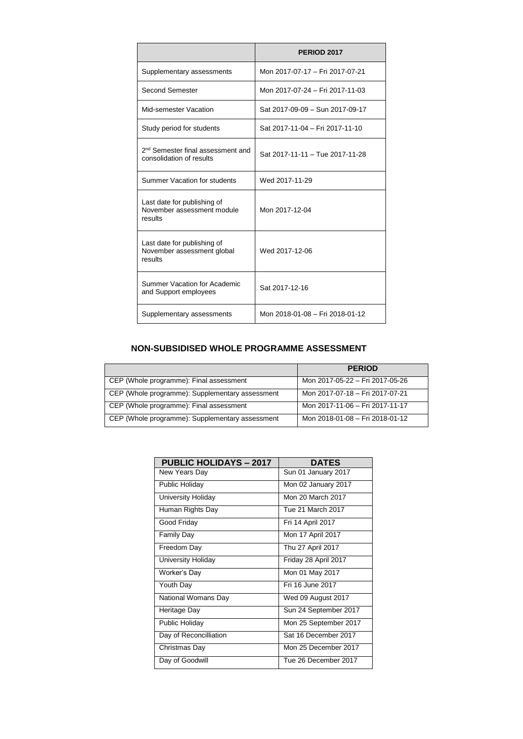|  | PERIOD 2017 |
| --- | --- |
| Supplementary assessments | Mon 2017-07-17 – Fri 2017-07-21 |
| Second Semester | Mon 2017-07-24 – Fri 2017-11-03 |
| Mid-semester Vacation | Sat 2017-09-09 – Sun 2017-09-17 |
| Study period for students | Sat 2017-11-04 – Fri 2017-11-10 |
| 2nd Semester final assessment and consolidation of results | Sat 2017-11-11 – Tue 2017-11-28 |
| Summer Vacation for students | Wed 2017-11-29 |
| Last date for publishing of November assessment module results | Mon 2017-12-04 |
| Last date for publishing of November assessment global results | Wed 2017-12-06 |
| Summer Vacation for Academic and Support employees | Sat 2017-12-16 |
| Supplementary assessments | Mon 2018-01-08 – Fri 2018-01-12 |

## NON-SUBSIDISED WHOLE PROGRAMME ASSESSMENT

|  | PERIOD |
| --- | --- |
| CEP (Whole programme): Final assessment | Mon 2017-05-22 – Fri 2017-05-26 |
| CEP (Whole programme): Supplementary assessment | Mon 2017-07-18 – Fri 2017-07-21 |
| CEP (Whole programme): Final assessment | Mon 2017-11-06 – Fri 2017-11-17 |
| CEP (Whole programme): Supplementary assessment | Mon 2018-01-08 – Fri 2018-01-12 |

| PUBLIC HOLIDAYS – 2017 | DATES |
| --- | --- |
| New Years Day | Sun 01 January 2017 |
| Public Holiday | Mon 02 January 2017 |
| University Holiday | Mon 20 March 2017 |
| Human Rights Day | Tue 21 March 2017 |
| Good Friday | Fri 14 April 2017 |
| Family Day | Mon 17 April 2017 |
| Freedom Day | Thu 27 April 2017 |
| University Holiday | Friday 28 April 2017 |
| Worker's Day | Mon 01 May 2017 |
| Youth Day | Fri 16 June 2017 |
| National Womans Day | Wed 09 August 2017 |
| Heritage Day | Sun 24 September 2017 |
| Public Holiday | Mon 25 September 2017 |
| Day of Reconcilliation | Sat 16 December 2017 |
| Christmas Day | Mon 25 December 2017 |
| Day of Goodwill | Tue 26 December 2017 |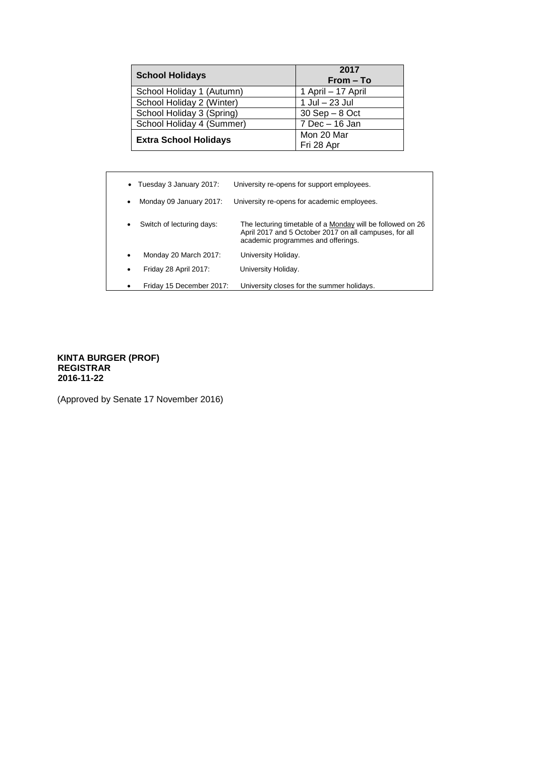| School Holidays | 2017<br>From – To |
|---|---|
| School Holiday 1 (Autumn) | 1 April – 17 April |
| School Holiday 2 (Winter) | 1 Jul – 23 Jul |
| School Holiday 3 (Spring) | 30 Sep – 8 Oct |
| School Holiday 4 (Summer) | 7 Dec – 16 Jan |
| **Extra School Holidays** | Mon 20 Mar<br>Fri 28 Apr |

- Tuesday 3 January 2017: University re-opens for support employees.
- Monday 09 January 2017: University re-opens for academic employees.
- Switch of lecturing days: The lecturing timetable of a Monday will be followed on 26 April 2017 and 5 October 2017 on all campuses, for all academic programmes and offerings.
- Monday 20 March 2017: University Holiday.
- Friday 28 April 2017: University Holiday.
- Friday 15 December 2017: University closes for the summer holidays.

**KINTA BURGER (PROF)**
**REGISTRAR**
**2016-11-22**

(Approved by Senate 17 November 2016)